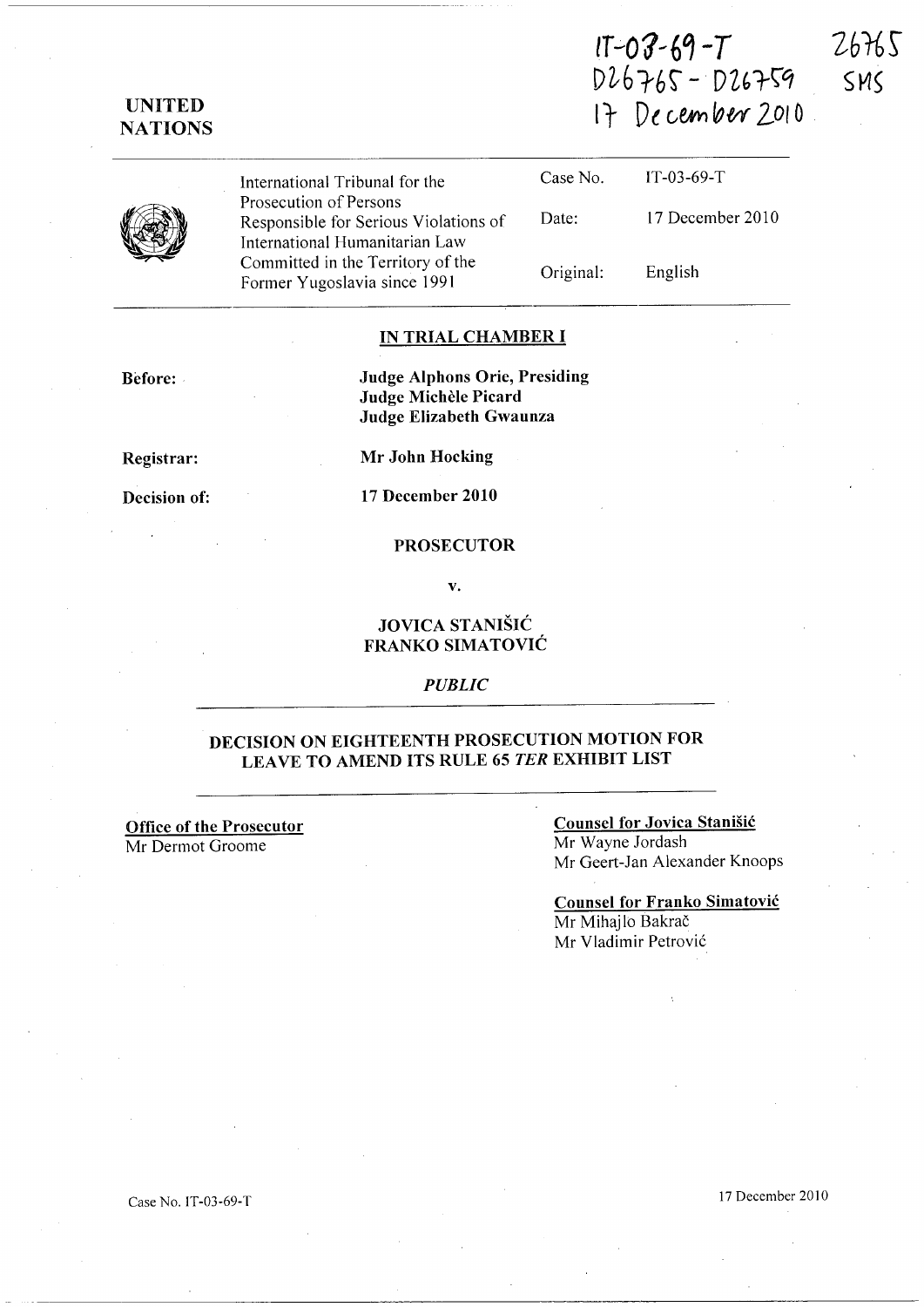IT-03-69-T
D26765 - D26759
17 December 2010

26765
SMS

**UNITED NATIONS**

| | | |
|---|---|---|
| International Tribunal for the Prosecution of Persons Responsible for Serious Violations of International Humanitarian Law Committed in the Territory of the Former Yugoslavia since 1991 | Case No. | IT-03-69-T |
| | Date: | 17 December 2010 |
| | Original: | English |

## IN TRIAL CHAMBER I

**Before:**
**Judge Alphons Orie, Presiding**
**Judge Michèle Picard**
**Judge Elizabeth Gwaunza**

**Registrar:** **Mr John Hocking**

**Decision of:** **17 December 2010**

**PROSECUTOR**

**v.**

**JOVICA STANIŠIĆ**
**FRANKO SIMATOVIĆ**

*PUBLIC*

## DECISION ON EIGHTEENTH PROSECUTION MOTION FOR LEAVE TO AMEND ITS RULE 65 *TER* EXHIBIT LIST

**Office of the Prosecutor**
Mr Dermot Groome

**Counsel for Jovica Stanišić**
Mr Wayne Jordash
Mr Geert-Jan Alexander Knoops

**Counsel for Franko Simatović**
Mr Mihajlo Bakrač
Mr Vladimir Petrović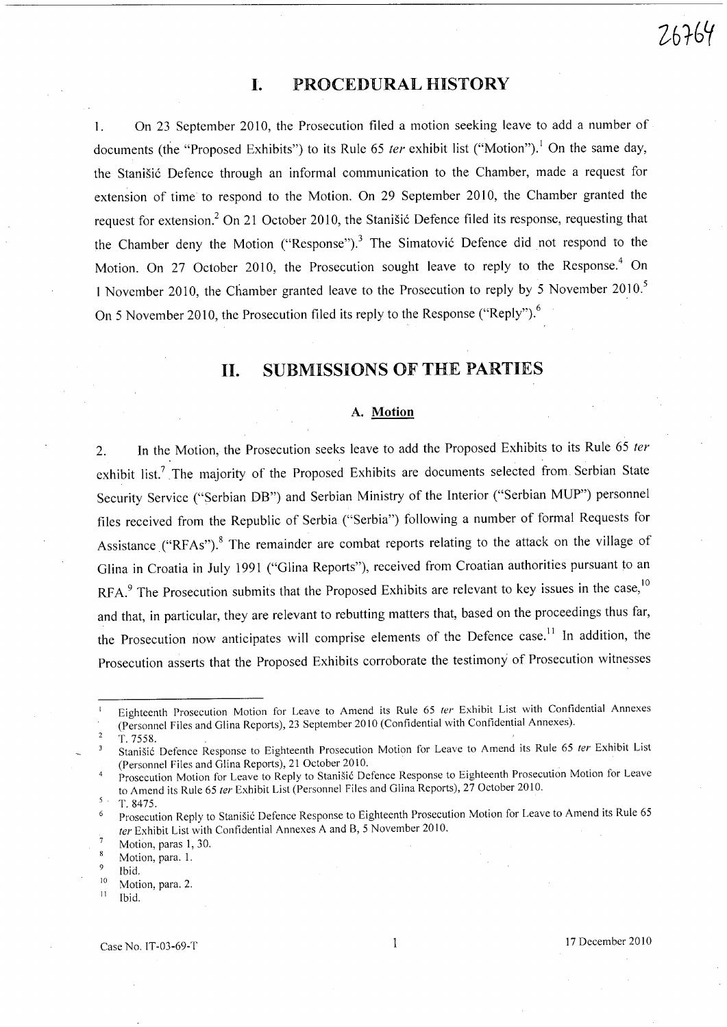# I. PROCEDURAL HISTORY

1. On 23 September 2010, the Prosecution filed a motion seeking leave to add a number of documents (the "Proposed Exhibits") to its Rule 65 *ter* exhibit list ("Motion").[1] On the same day, the Stanišić Defence through an informal communication to the Chamber, made a request for extension of time to respond to the Motion. On 29 September 2010, the Chamber granted the request for extension.[2] On 21 October 2010, the Stanišić Defence filed its response, requesting that the Chamber deny the Motion ("Response").[3] The Simatović Defence did not respond to the Motion. On 27 October 2010, the Prosecution sought leave to reply to the Response.[4] On 1 November 2010, the Chamber granted leave to the Prosecution to reply by 5 November 2010.[5] On 5 November 2010, the Prosecution filed its reply to the Response ("Reply").[6]

# II. SUBMISSIONS OF THE PARTIES

## A. Motion

2. In the Motion, the Prosecution seeks leave to add the Proposed Exhibits to its Rule 65 *ter* exhibit list.[7] The majority of the Proposed Exhibits are documents selected from Serbian State Security Service ("Serbian DB") and Serbian Ministry of the Interior ("Serbian MUP") personnel files received from the Republic of Serbia ("Serbia") following a number of formal Requests for Assistance ("RFAs").[8] The remainder are combat reports relating to the attack on the village of Glina in Croatia in July 1991 ("Glina Reports"), received from Croatian authorities pursuant to an RFA.[9] The Prosecution submits that the Proposed Exhibits are relevant to key issues in the case,[10] and that, in particular, they are relevant to rebutting matters that, based on the proceedings thus far, the Prosecution now anticipates will comprise elements of the Defence case.[11] In addition, the Prosecution asserts that the Proposed Exhibits corroborate the testimony of Prosecution witnesses

---

[1] Eighteenth Prosecution Motion for Leave to Amend its Rule 65 *ter* Exhibit List with Confidential Annexes (Personnel Files and Glina Reports), 23 September 2010 (Confidential with Confidential Annexes).

[2] T. 7558.

[3] Stanišić Defence Response to Eighteenth Prosecution Motion for Leave to Amend its Rule 65 *ter* Exhibit List (Personnel Files and Glina Reports), 21 October 2010.

[4] Prosecution Motion for Leave to Reply to Stanišić Defence Response to Eighteenth Prosecution Motion for Leave to Amend its Rule 65 *ter* Exhibit List (Personnel Files and Glina Reports), 27 October 2010.

[5] T. 8475.

[6] Prosecution Reply to Stanišić Defence Response to Eighteenth Prosecution Motion for Leave to Amend its Rule 65 *ter* Exhibit List with Confidential Annexes A and B, 5 November 2010.

[7] Motion, paras 1, 30.

[8] Motion, para. 1.

[9] Ibid.

[10] Motion, para. 2.

[11] Ibid.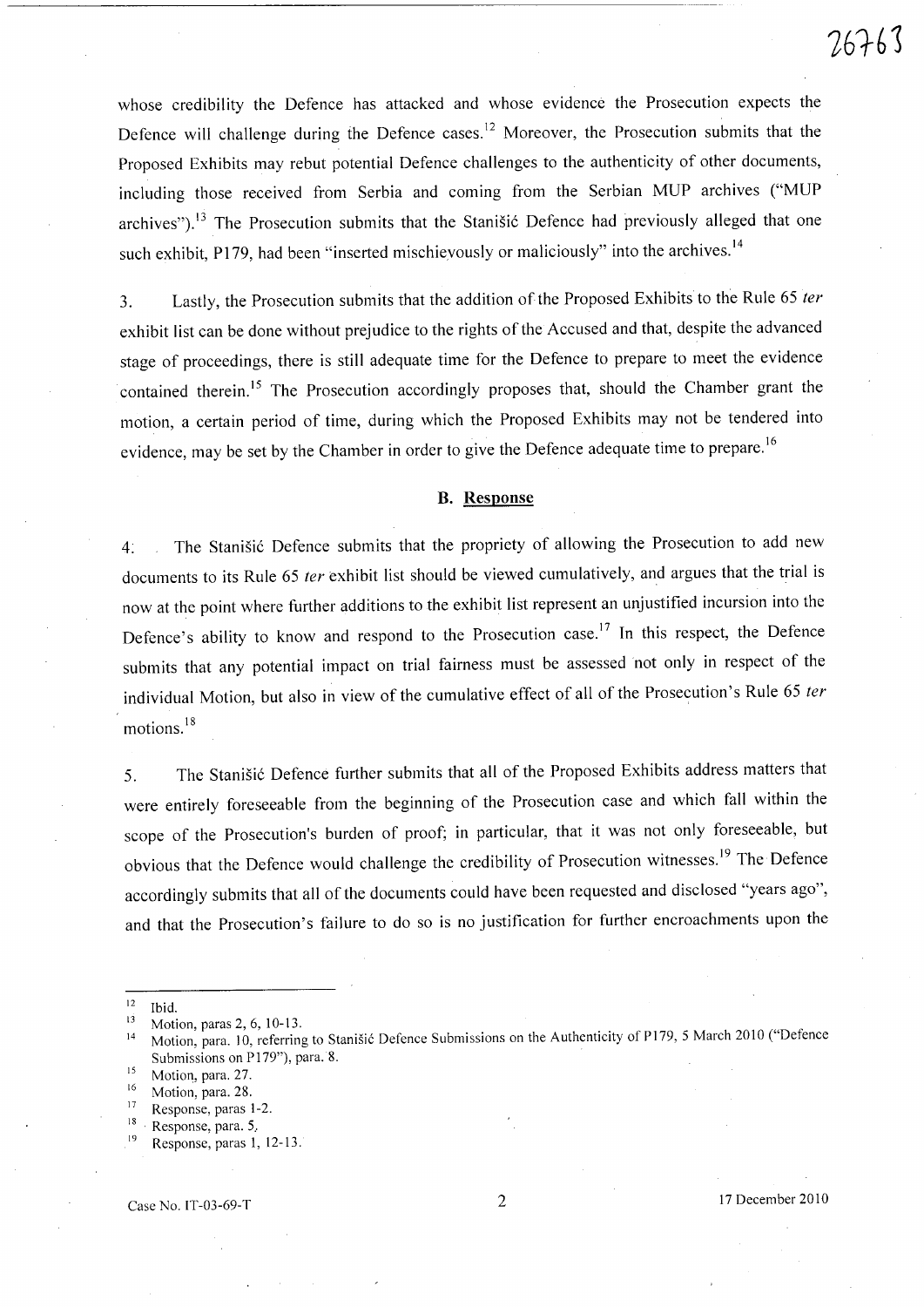whose credibility the Defence has attacked and whose evidence the Prosecution expects the Defence will challenge during the Defence cases.[12] Moreover, the Prosecution submits that the Proposed Exhibits may rebut potential Defence challenges to the authenticity of other documents, including those received from Serbia and coming from the Serbian MUP archives ("MUP archives").[13] The Prosecution submits that the Stanišić Defence had previously alleged that one such exhibit, P179, had been "inserted mischievously or maliciously" into the archives.[14]

3. Lastly, the Prosecution submits that the addition of the Proposed Exhibits to the Rule 65 *ter* exhibit list can be done without prejudice to the rights of the Accused and that, despite the advanced stage of proceedings, there is still adequate time for the Defence to prepare to meet the evidence contained therein.[15] The Prosecution accordingly proposes that, should the Chamber grant the motion, a certain period of time, during which the Proposed Exhibits may not be tendered into evidence, may be set by the Chamber in order to give the Defence adequate time to prepare.[16]

### B. Response

4. The Stanišić Defence submits that the propriety of allowing the Prosecution to add new documents to its Rule 65 *ter* exhibit list should be viewed cumulatively, and argues that the trial is now at the point where further additions to the exhibit list represent an unjustified incursion into the Defence's ability to know and respond to the Prosecution case.[17] In this respect, the Defence submits that any potential impact on trial fairness must be assessed not only in respect of the individual Motion, but also in view of the cumulative effect of all of the Prosecution's Rule 65 *ter* motions.[18]

5. The Stanišić Defence further submits that all of the Proposed Exhibits address matters that were entirely foreseeable from the beginning of the Prosecution case and which fall within the scope of the Prosecution's burden of proof; in particular, that it was not only foreseeable, but obvious that the Defence would challenge the credibility of Prosecution witnesses.[19] The Defence accordingly submits that all of the documents could have been requested and disclosed "years ago", and that the Prosecution's failure to do so is no justification for further encroachments upon the

---

[12] Ibid.

[13] Motion, paras 2, 6, 10-13.

[14] Motion, para. 10, referring to Stanišić Defence Submissions on the Authenticity of P179, 5 March 2010 ("Defence Submissions on P179"), para. 8.

[15] Motion, para. 27.

[16] Motion, para. 28.

[17] Response, paras 1-2.

[18] Response, para. 5.

[19] Response, paras 1, 12-13.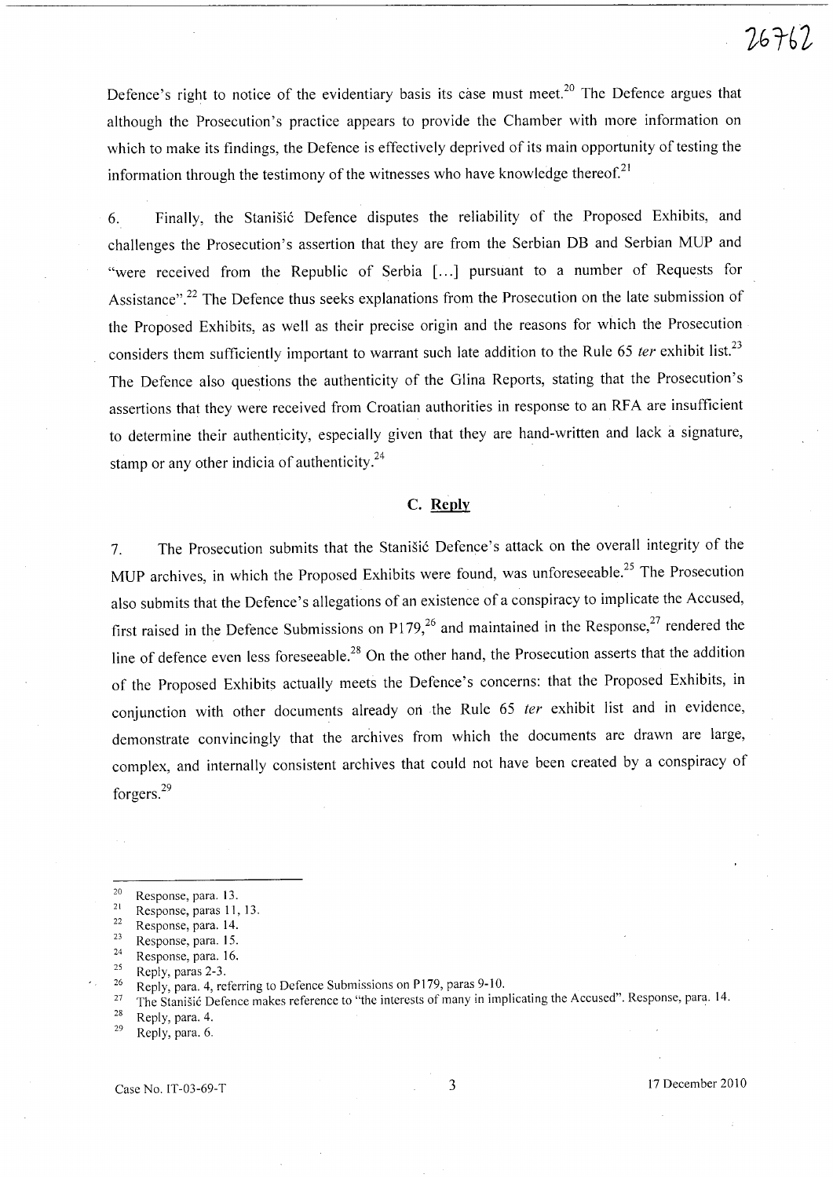Defence's right to notice of the evidentiary basis its case must meet.[20] The Defence argues that although the Prosecution's practice appears to provide the Chamber with more information on which to make its findings, the Defence is effectively deprived of its main opportunity of testing the information through the testimony of the witnesses who have knowledge thereof.[21]

6. Finally, the Stanišić Defence disputes the reliability of the Proposed Exhibits, and challenges the Prosecution's assertion that they are from the Serbian DB and Serbian MUP and "were received from the Republic of Serbia [...] pursuant to a number of Requests for Assistance".[22] The Defence thus seeks explanations from the Prosecution on the late submission of the Proposed Exhibits, as well as their precise origin and the reasons for which the Prosecution considers them sufficiently important to warrant such late addition to the Rule 65 *ter* exhibit list.[23] The Defence also questions the authenticity of the Glina Reports, stating that the Prosecution's assertions that they were received from Croatian authorities in response to an RFA are insufficient to determine their authenticity, especially given that they are hand-written and lack a signature, stamp or any other indicia of authenticity.[24]

## C. Reply

7. The Prosecution submits that the Stanišić Defence's attack on the overall integrity of the MUP archives, in which the Proposed Exhibits were found, was unforeseeable.[25] The Prosecution also submits that the Defence's allegations of an existence of a conspiracy to implicate the Accused, first raised in the Defence Submissions on P179,[26] and maintained in the Response,[27] rendered the line of defence even less foreseeable.[28] On the other hand, the Prosecution asserts that the addition of the Proposed Exhibits actually meets the Defence's concerns: that the Proposed Exhibits, in conjunction with other documents already on the Rule 65 *ter* exhibit list and in evidence, demonstrate convincingly that the archives from which the documents are drawn are large, complex, and internally consistent archives that could not have been created by a conspiracy of forgers.[29]

---

[20] Response, para. 13.
[21] Response, paras 11, 13.
[22] Response, para. 14.
[23] Response, para. 15.
[24] Response, para. 16.
[25] Reply, paras 2-3.
[26] Reply, para. 4, referring to Defence Submissions on P179, paras 9-10.
[27] The Stanišić Defence makes reference to "the interests of many in implicating the Accused". Response, para. 14.
[28] Reply, para. 4.
[29] Reply, para. 6.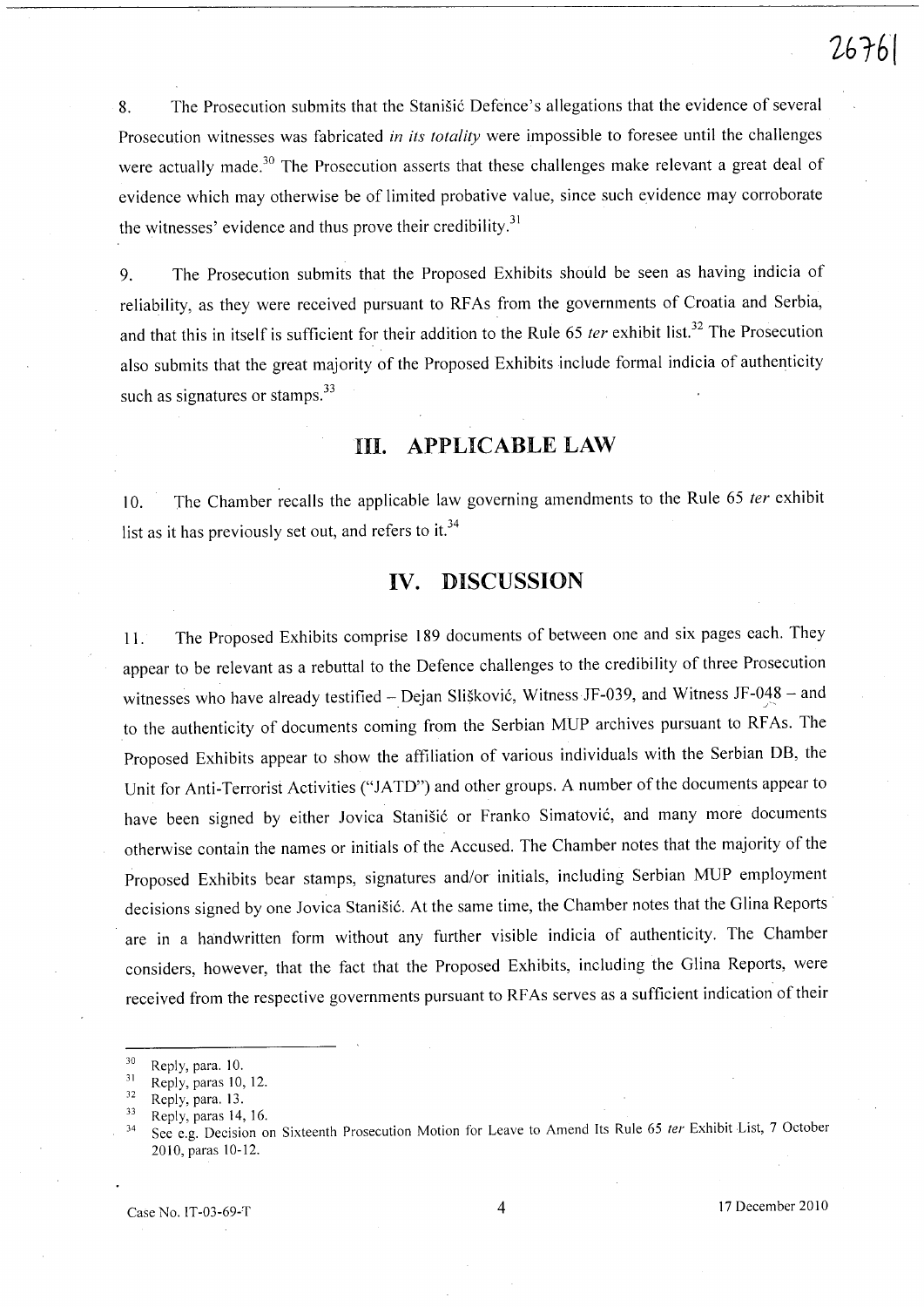8. The Prosecution submits that the Stanišić Defence's allegations that the evidence of several Prosecution witnesses was fabricated *in its totality* were impossible to foresee until the challenges were actually made.[30] The Prosecution asserts that these challenges make relevant a great deal of evidence which may otherwise be of limited probative value, since such evidence may corroborate the witnesses' evidence and thus prove their credibility.[31]

9. The Prosecution submits that the Proposed Exhibits should be seen as having indicia of reliability, as they were received pursuant to RFAs from the governments of Croatia and Serbia, and that this in itself is sufficient for their addition to the Rule 65 *ter* exhibit list.[32] The Prosecution also submits that the great majority of the Proposed Exhibits include formal indicia of authenticity such as signatures or stamps.[33]

## III. APPLICABLE LAW

10. The Chamber recalls the applicable law governing amendments to the Rule 65 *ter* exhibit list as it has previously set out, and refers to it.[34]

## IV. DISCUSSION

11. The Proposed Exhibits comprise 189 documents of between one and six pages each. They appear to be relevant as a rebuttal to the Defence challenges to the credibility of three Prosecution witnesses who have already testified – Dejan Slišković, Witness JF-039, and Witness JF-048 – and to the authenticity of documents coming from the Serbian MUP archives pursuant to RFAs. The Proposed Exhibits appear to show the affiliation of various individuals with the Serbian DB, the Unit for Anti-Terrorist Activities ("JATD") and other groups. A number of the documents appear to have been signed by either Jovica Stanišić or Franko Simatović, and many more documents otherwise contain the names or initials of the Accused. The Chamber notes that the majority of the Proposed Exhibits bear stamps, signatures and/or initials, including Serbian MUP employment decisions signed by one Jovica Stanišić. At the same time, the Chamber notes that the Glina Reports are in a handwritten form without any further visible indicia of authenticity. The Chamber considers, however, that the fact that the Proposed Exhibits, including the Glina Reports, were received from the respective governments pursuant to RFAs serves as a sufficient indication of their

---

[30] Reply, para. 10.

[31] Reply, paras 10, 12.

[32] Reply, para. 13.

[33] Reply, paras 14, 16.

[34] See e.g. Decision on Sixteenth Prosecution Motion for Leave to Amend Its Rule 65 *ter* Exhibit List, 7 October 2010, paras 10-12.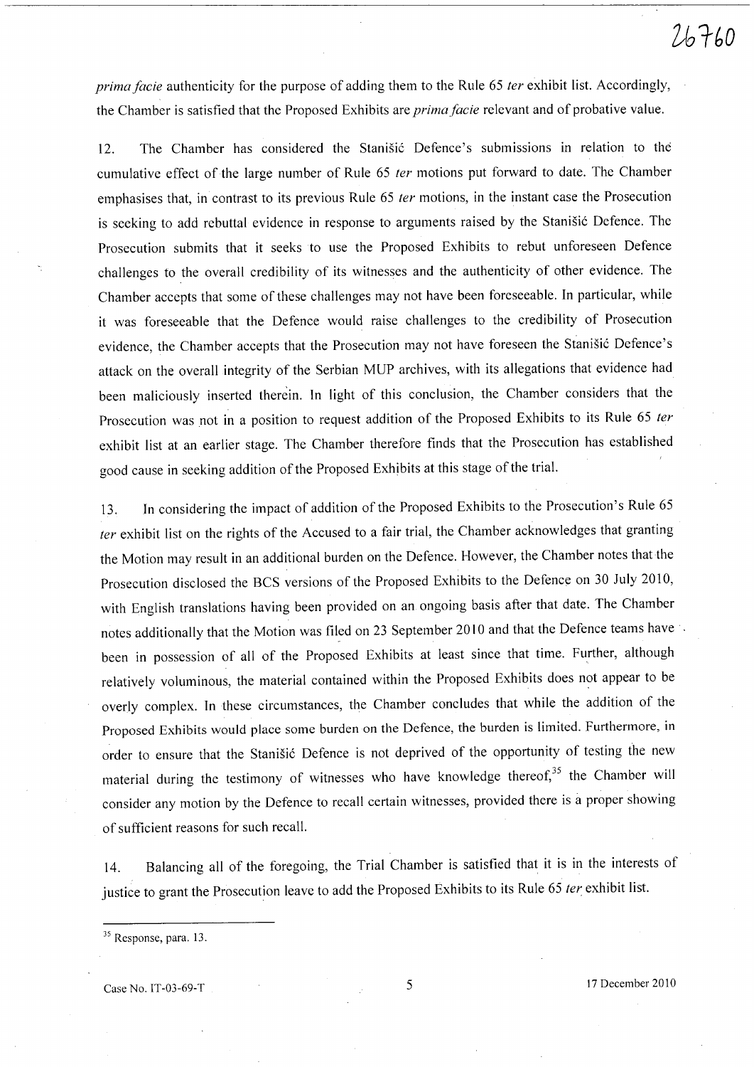*prima facie* authenticity for the purpose of adding them to the Rule 65 *ter* exhibit list. Accordingly, the Chamber is satisfied that the Proposed Exhibits are *prima facie* relevant and of probative value.

12. The Chamber has considered the Stanišić Defence's submissions in relation to the cumulative effect of the large number of Rule 65 *ter* motions put forward to date. The Chamber emphasises that, in contrast to its previous Rule 65 *ter* motions, in the instant case the Prosecution is seeking to add rebuttal evidence in response to arguments raised by the Stanišić Defence. The Prosecution submits that it seeks to use the Proposed Exhibits to rebut unforeseen Defence challenges to the overall credibility of its witnesses and the authenticity of other evidence. The Chamber accepts that some of these challenges may not have been foreseeable. In particular, while it was foreseeable that the Defence would raise challenges to the credibility of Prosecution evidence, the Chamber accepts that the Prosecution may not have foreseen the Stanišić Defence's attack on the overall integrity of the Serbian MUP archives, with its allegations that evidence had been maliciously inserted therein. In light of this conclusion, the Chamber considers that the Prosecution was not in a position to request addition of the Proposed Exhibits to its Rule 65 *ter* exhibit list at an earlier stage. The Chamber therefore finds that the Prosecution has established good cause in seeking addition of the Proposed Exhibits at this stage of the trial.

13. In considering the impact of addition of the Proposed Exhibits to the Prosecution's Rule 65 *ter* exhibit list on the rights of the Accused to a fair trial, the Chamber acknowledges that granting the Motion may result in an additional burden on the Defence. However, the Chamber notes that the Prosecution disclosed the BCS versions of the Proposed Exhibits to the Defence on 30 July 2010, with English translations having been provided on an ongoing basis after that date. The Chamber notes additionally that the Motion was filed on 23 September 2010 and that the Defence teams have been in possession of all of the Proposed Exhibits at least since that time. Further, although relatively voluminous, the material contained within the Proposed Exhibits does not appear to be overly complex. In these circumstances, the Chamber concludes that while the addition of the Proposed Exhibits would place some burden on the Defence, the burden is limited. Furthermore, in order to ensure that the Stanišić Defence is not deprived of the opportunity of testing the new material during the testimony of witnesses who have knowledge thereof,[35] the Chamber will consider any motion by the Defence to recall certain witnesses, provided there is a proper showing of sufficient reasons for such recall.

14. Balancing all of the foregoing, the Trial Chamber is satisfied that it is in the interests of justice to grant the Prosecution leave to add the Proposed Exhibits to its Rule 65 *ter* exhibit list.

---

[35] Response, para. 13.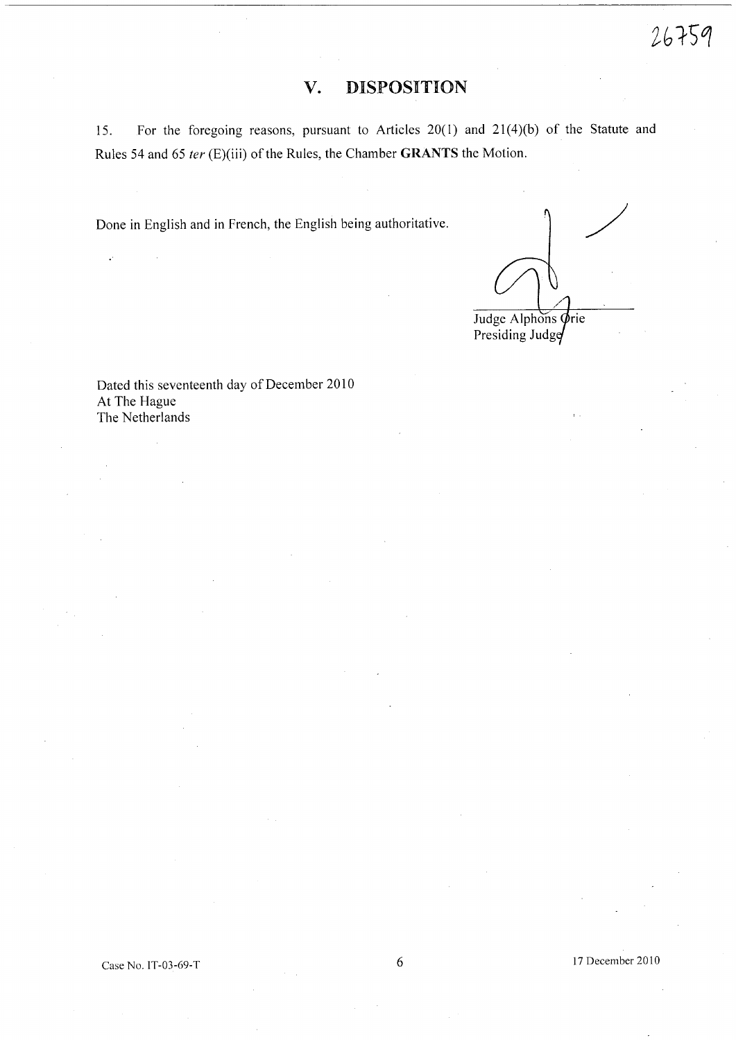## V. DISPOSITION

15. For the foregoing reasons, pursuant to Articles 20(1) and 21(4)(b) of the Statute and Rules 54 and 65 *ter* (E)(iii) of the Rules, the Chamber **GRANTS** the Motion.

Done in English and in French, the English being authoritative.

Judge Alphons Orie
Presiding Judge

Dated this seventeenth day of December 2010
At The Hague
The Netherlands